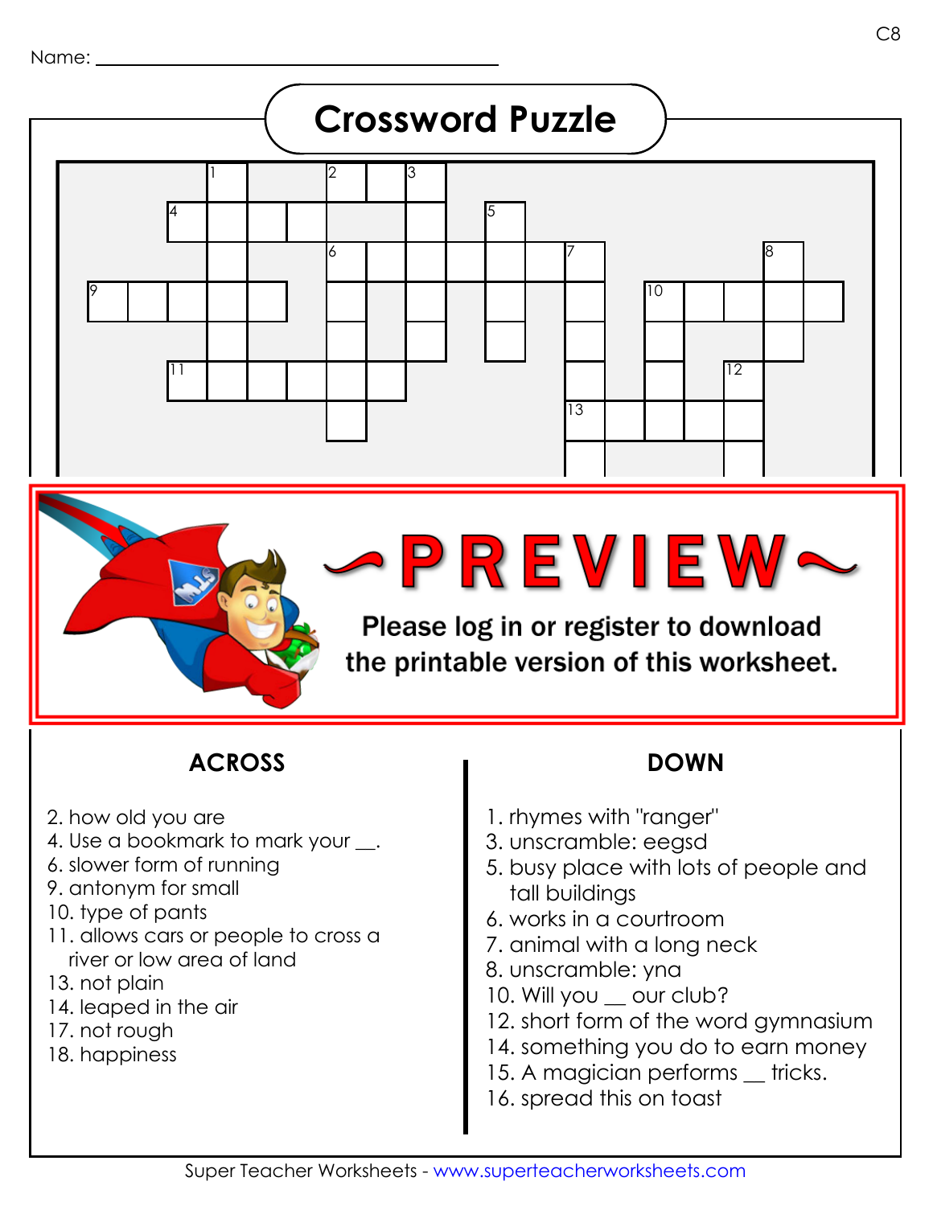Name: ______________________________

# Crossword Puzzle

~PREVIEW~

Please log in or register to download the printable version of this worksheet.

## ACROSS

2. how old you are
4. Use a bookmark to mark your __.
6. slower form of running
9. antonym for small
10. type of pants
11. allows cars or people to cross a river or low area of land
13. not plain
14. leaped in the air
17. not rough
18. happiness

## DOWN

1. rhymes with "ranger"
3. unscramble: eegsd
5. busy place with lots of people and tall buildings
6. works in a courtroom
7. animal with a long neck
8. unscramble: yna
10. Will you __ our club?
12. short form of the word gymnasium
14. something you do to earn money
15. A magician performs __ tricks.
16. spread this on toast

Super Teacher Worksheets - www.superteacherworksheets.com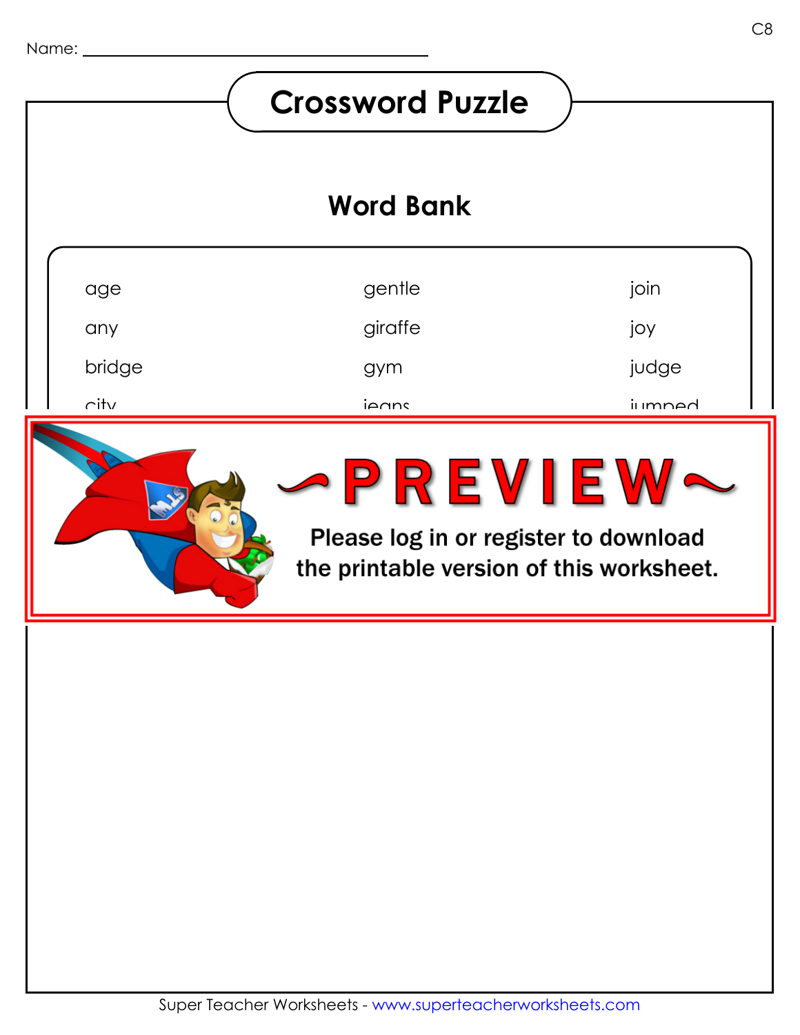Name: ______________________________

# Crossword Puzzle

## Word Bank

| | | |
|---|---|---|
| age | gentle | join |
| any | giraffe | joy |
| bridge | gym | judge |
| city | jeans | jumped |

~PREVIEW~

Please log in or register to download the printable version of this worksheet.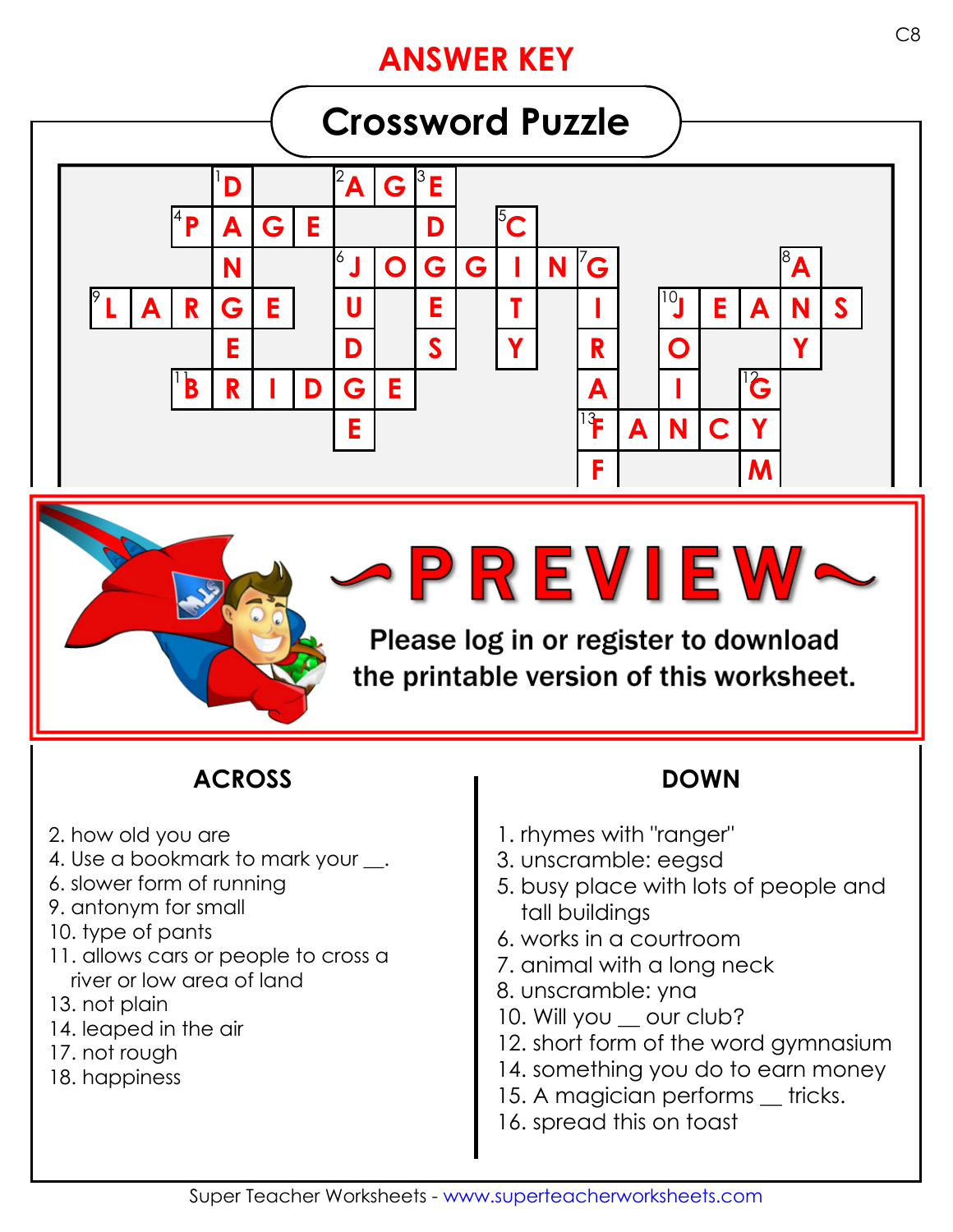# ANSWER KEY

## Crossword Puzzle

~PREVIEW~

Please log in or register to download the printable version of this worksheet.

### ACROSS

2. how old you are
4. Use a bookmark to mark your __.
6. slower form of running
9. antonym for small
10. type of pants
11. allows cars or people to cross a river or low area of land
13. not plain
14. leaped in the air
17. not rough
18. happiness

### DOWN

1. rhymes with "ranger"
3. unscramble: eegsd
5. busy place with lots of people and tall buildings
6. works in a courtroom
7. animal with a long neck
8. unscramble: yna
10. Will you __ our club?
12. short form of the word gymnasium
14. something you do to earn money
15. A magician performs __ tricks.
16. spread this on toast

Super Teacher Worksheets - www.superteacherworksheets.com